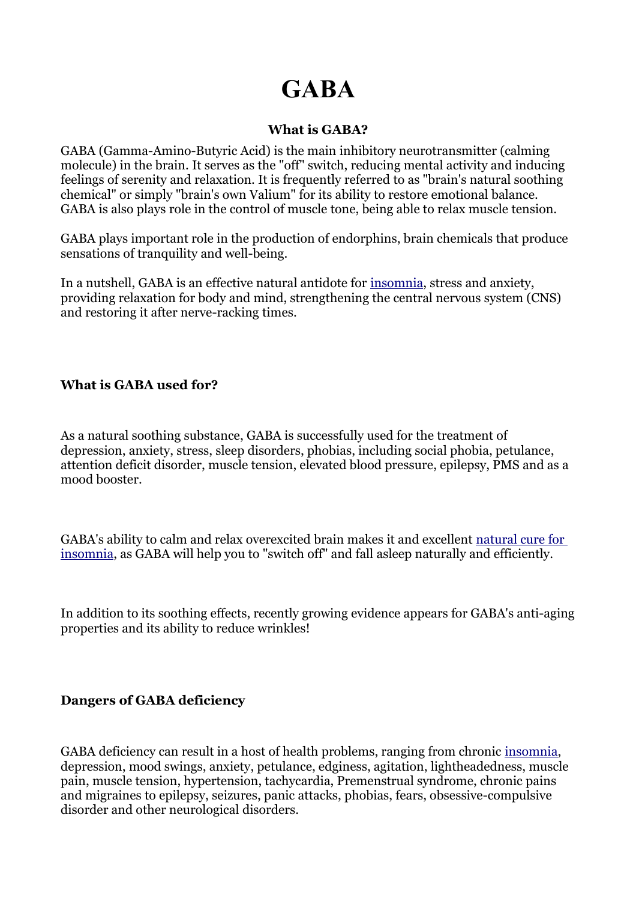# GABA

### What is GABA?

GABA (Gamma-Amino-Butyric Acid) is the main inhibitory neurotransmitter (calming molecule) in the brain. It serves as the "off" switch, reducing mental activity and inducing feelings of serenity and relaxation. It is frequently referred to as "brain's natural soothing chemical" or simply "brain's own Valium" for its ability to restore emotional balance. GABA is also plays role in the control of muscle tone, being able to relax muscle tension.

GABA plays important role in the production of endorphins, brain chemicals that produce sensations of tranquility and well-being.

In a nutshell, GABA is an effective natural antidote for insomnia, stress and anxiety, providing relaxation for body and mind, strengthening the central nervous system (CNS) and restoring it after nerve-racking times.

### What is GABA used for?

As a natural soothing substance, GABA is successfully used for the treatment of depression, anxiety, stress, sleep disorders, phobias, including social phobia, petulance, attention deficit disorder, muscle tension, elevated blood pressure, epilepsy, PMS and as a mood booster.

GABA's ability to calm and relax overexcited brain makes it and excellent natural cure for insomnia, as GABA will help you to "switch off" and fall asleep naturally and efficiently.

In addition to its soothing effects, recently growing evidence appears for GABA's anti-aging properties and its ability to reduce wrinkles!

### Dangers of GABA deficiency

GABA deficiency can result in a host of health problems, ranging from chronic insomnia, depression, mood swings, anxiety, petulance, edginess, agitation, lightheadedness, muscle pain, muscle tension, hypertension, tachycardia, Premenstrual syndrome, chronic pains and migraines to epilepsy, seizures, panic attacks, phobias, fears, obsessive-compulsive disorder and other neurological disorders.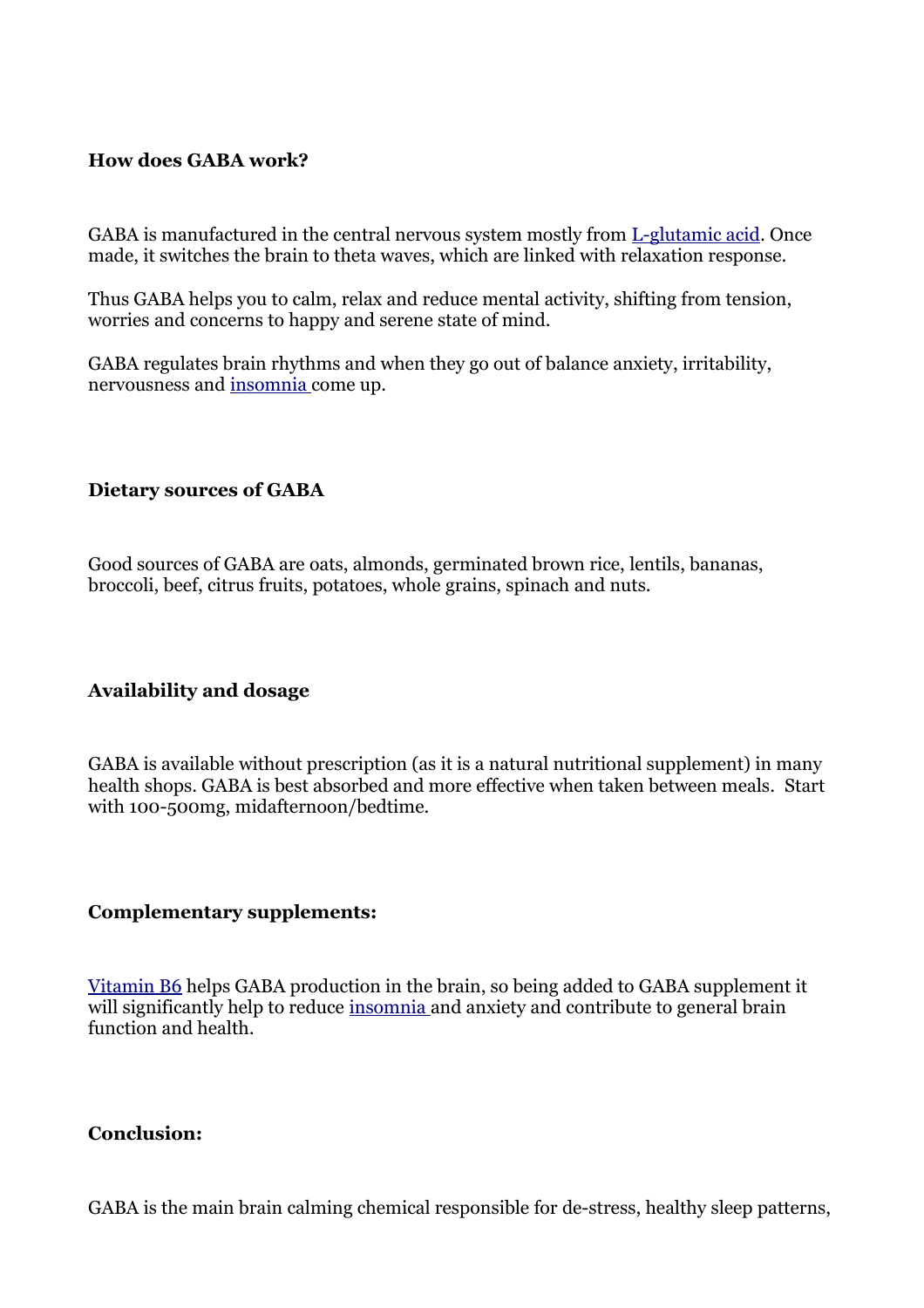**How does GABA work?**

GABA is manufactured in the central nervous system mostly from [L-glutamic acid](). Once made, it switches the brain to theta waves, which are linked with relaxation response.

Thus GABA helps you to calm, relax and reduce mental activity, shifting from tension, worries and concerns to happy and serene state of mind.

GABA regulates brain rhythms and when they go out of balance anxiety, irritability, nervousness and [insomnia]() come up.

**Dietary sources of GABA**

Good sources of GABA are oats, almonds, germinated brown rice, lentils, bananas, broccoli, beef, citrus fruits, potatoes, whole grains, spinach and nuts.

**Availability and dosage**

GABA is available without prescription (as it is a natural nutritional supplement) in many health shops. GABA is best absorbed and more effective when taken between meals. Start with 100-500mg, midafternoon/bedtime.

**Complementary supplements:**

[Vitamin B6]() helps GABA production in the brain, so being added to GABA supplement it will significantly help to reduce [insomnia]() and anxiety and contribute to general brain function and health.

**Conclusion:**

GABA is the main brain calming chemical responsible for de-stress, healthy sleep patterns,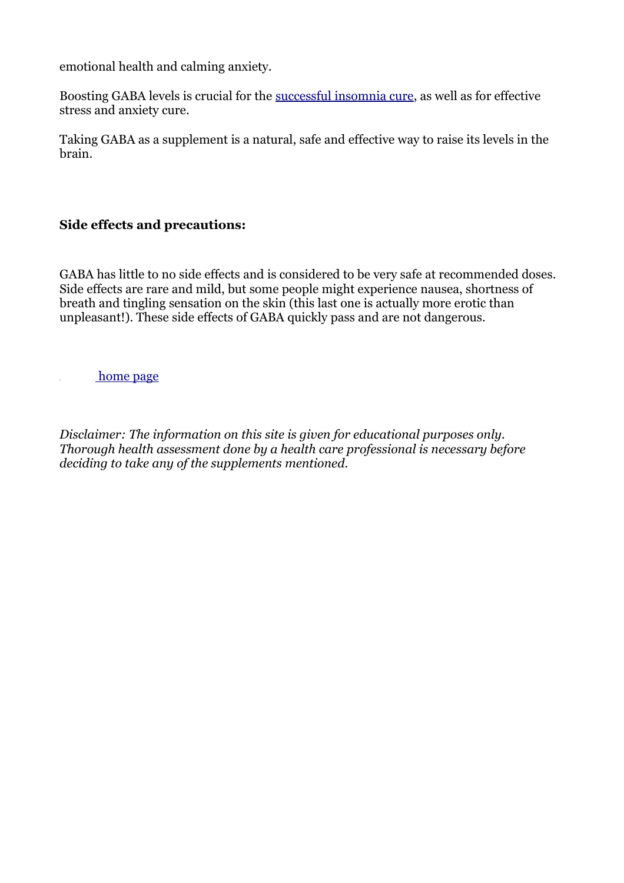emotional health and calming anxiety.

Boosting GABA levels is crucial for the successful insomnia cure, as well as for effective stress and anxiety cure.

Taking GABA as a supplement is a natural, safe and effective way to raise its levels in the brain.

**Side effects and precautions:**

GABA has little to no side effects and is considered to be very safe at recommended doses. Side effects are rare and mild, but some people might experience nausea, shortness of breath and tingling sensation on the skin (this last one is actually more erotic than unpleasant!). These side effects of GABA quickly pass and are not dangerous.

home page

*Disclaimer: The information on this site is given for educational purposes only. Thorough health assessment done by a health care professional is necessary before deciding to take any of the supplements mentioned.*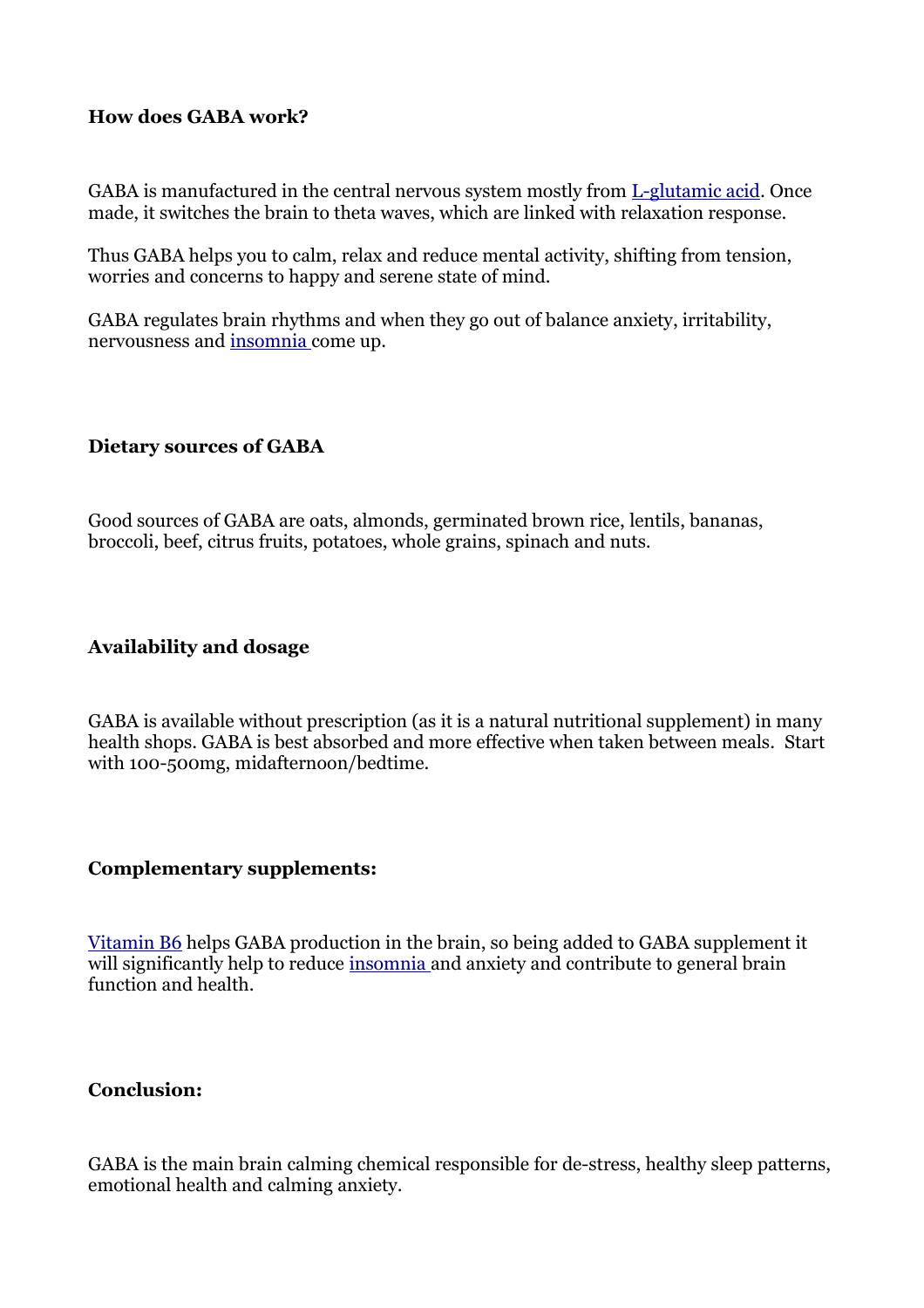**How does GABA work?**

GABA is manufactured in the central nervous system mostly from [L-glutamic acid](). Once made, it switches the brain to theta waves, which are linked with relaxation response.

Thus GABA helps you to calm, relax and reduce mental activity, shifting from tension, worries and concerns to happy and serene state of mind.

GABA regulates brain rhythms and when they go out of balance anxiety, irritability, nervousness and [insomnia]() come up.

**Dietary sources of GABA**

Good sources of GABA are oats, almonds, germinated brown rice, lentils, bananas, broccoli, beef, citrus fruits, potatoes, whole grains, spinach and nuts.

**Availability and dosage**

GABA is available without prescription (as it is a natural nutritional supplement) in many health shops. GABA is best absorbed and more effective when taken between meals. Start with 100-500mg, midafternoon/bedtime.

**Complementary supplements:**

[Vitamin B6]() helps GABA production in the brain, so being added to GABA supplement it will significantly help to reduce [insomnia]() and anxiety and contribute to general brain function and health.

**Conclusion:**

GABA is the main brain calming chemical responsible for de-stress, healthy sleep patterns, emotional health and calming anxiety.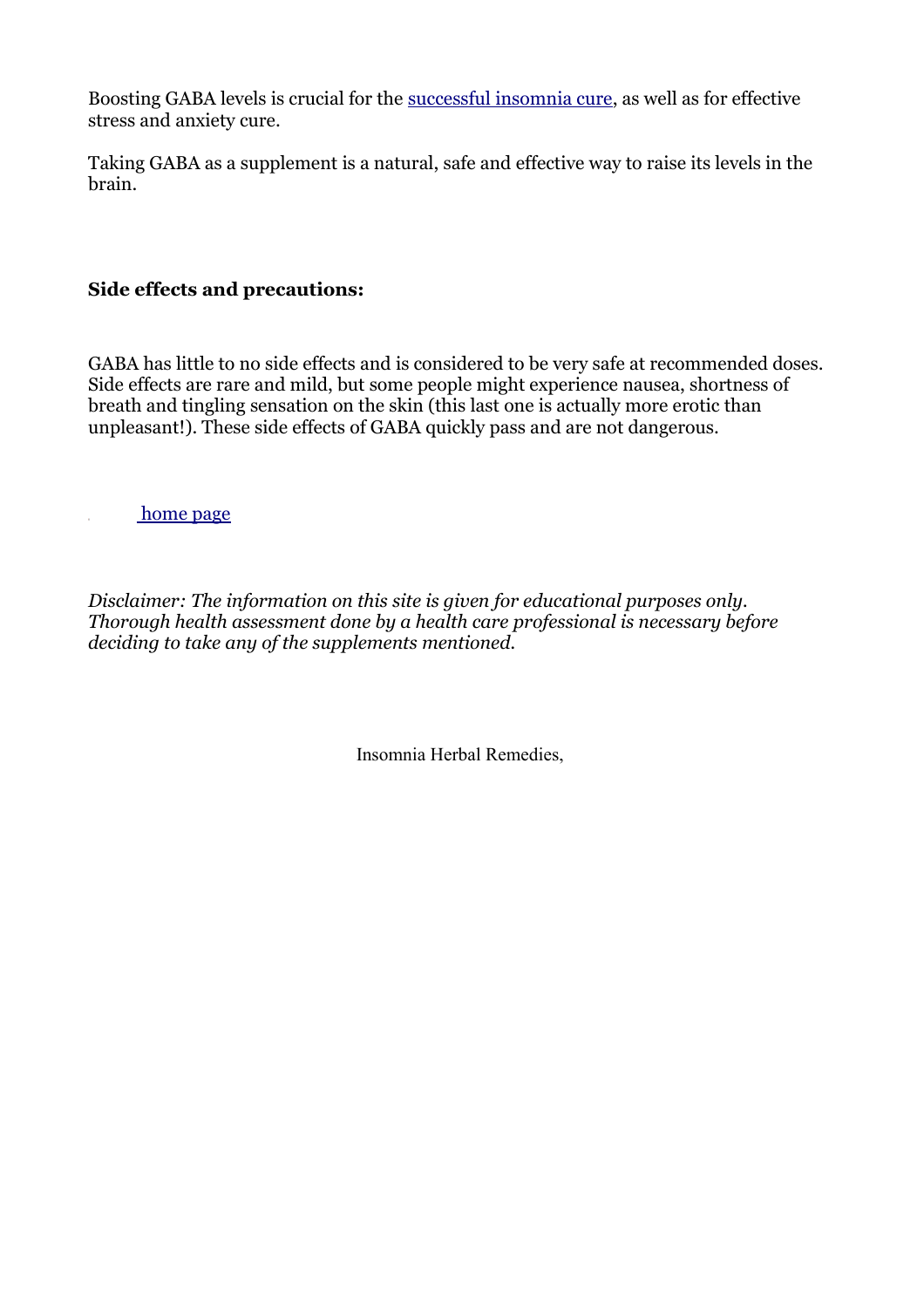Boosting GABA levels is crucial for the successful insomnia cure, as well as for effective stress and anxiety cure.

Taking GABA as a supplement is a natural, safe and effective way to raise its levels in the brain.

**Side effects and precautions:**

GABA has little to no side effects and is considered to be very safe at recommended doses. Side effects are rare and mild, but some people might experience nausea, shortness of breath and tingling sensation on the skin (this last one is actually more erotic than unpleasant!). These side effects of GABA quickly pass and are not dangerous.

home page

*Disclaimer: The information on this site is given for educational purposes only. Thorough health assessment done by a health care professional is necessary before deciding to take any of the supplements mentioned.*

Insomnia Herbal Remedies,